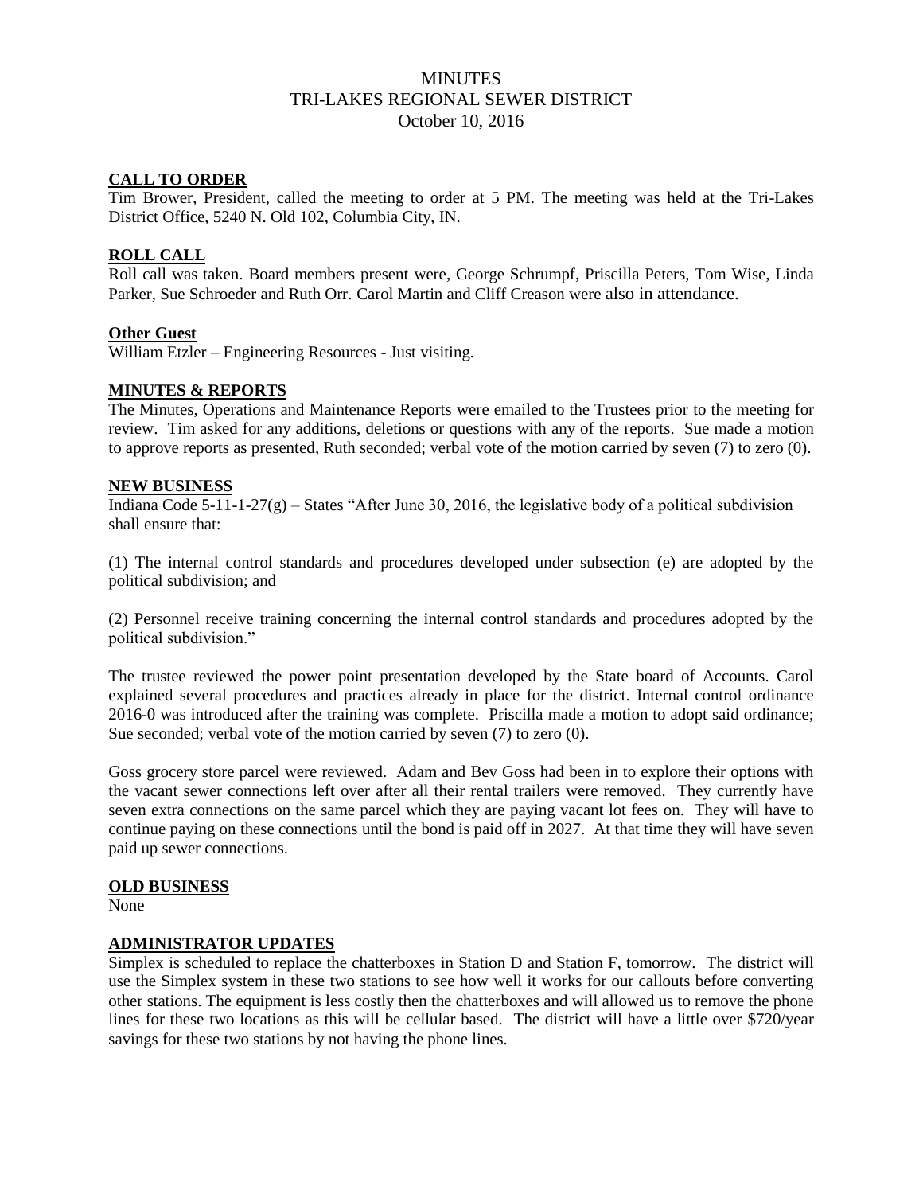# MINUTES
# TRI-LAKES REGIONAL SEWER DISTRICT
# October 10, 2016

## CALL TO ORDER

Tim Brower, President, called the meeting to order at 5 PM. The meeting was held at the Tri-Lakes District Office, 5240 N. Old 102, Columbia City, IN.

## ROLL CALL

Roll call was taken. Board members present were, George Schrumpf, Priscilla Peters, Tom Wise, Linda Parker, Sue Schroeder and Ruth Orr. Carol Martin and Cliff Creason were also in attendance.

### Other Guest

William Etzler – Engineering Resources - Just visiting.

## MINUTES & REPORTS

The Minutes, Operations and Maintenance Reports were emailed to the Trustees prior to the meeting for review. Tim asked for any additions, deletions or questions with any of the reports. Sue made a motion to approve reports as presented, Ruth seconded; verbal vote of the motion carried by seven (7) to zero (0).

## NEW BUSINESS

Indiana Code 5-11-1-27(g) – States "After June 30, 2016, the legislative body of a political subdivision shall ensure that:

(1) The internal control standards and procedures developed under subsection (e) are adopted by the political subdivision; and

(2) Personnel receive training concerning the internal control standards and procedures adopted by the political subdivision."

The trustee reviewed the power point presentation developed by the State board of Accounts. Carol explained several procedures and practices already in place for the district. Internal control ordinance 2016-0 was introduced after the training was complete. Priscilla made a motion to adopt said ordinance; Sue seconded; verbal vote of the motion carried by seven (7) to zero (0).

Goss grocery store parcel were reviewed. Adam and Bev Goss had been in to explore their options with the vacant sewer connections left over after all their rental trailers were removed. They currently have seven extra connections on the same parcel which they are paying vacant lot fees on. They will have to continue paying on these connections until the bond is paid off in 2027. At that time they will have seven paid up sewer connections.

## OLD BUSINESS

None

## ADMINISTRATOR UPDATES

Simplex is scheduled to replace the chatterboxes in Station D and Station F, tomorrow. The district will use the Simplex system in these two stations to see how well it works for our callouts before converting other stations. The equipment is less costly then the chatterboxes and will allowed us to remove the phone lines for these two locations as this will be cellular based. The district will have a little over $720/year savings for these two stations by not having the phone lines.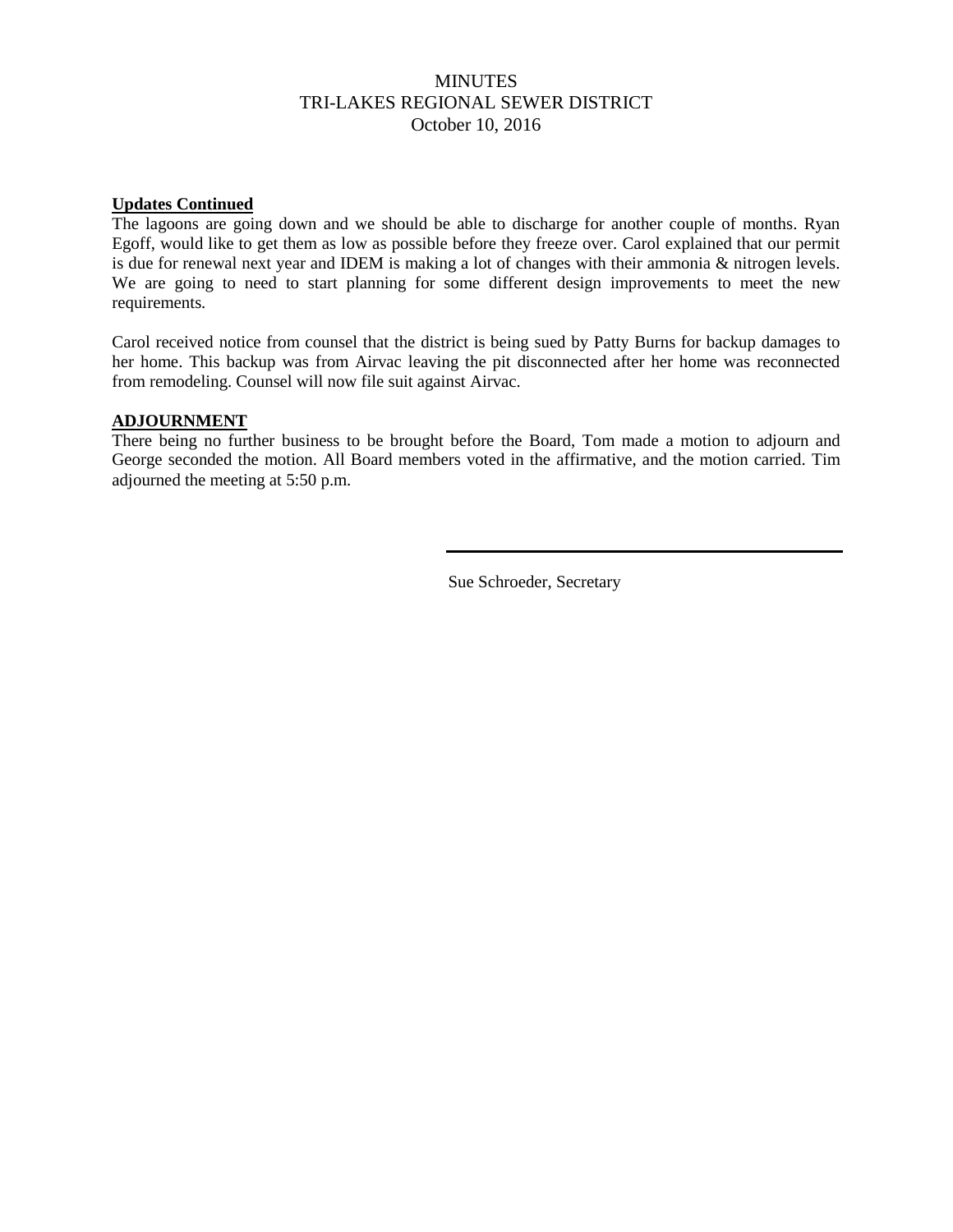# MINUTES
# TRI-LAKES REGIONAL SEWER DISTRICT
# October 10, 2016

**Updates Continued**

The lagoons are going down and we should be able to discharge for another couple of months. Ryan Egoff, would like to get them as low as possible before they freeze over. Carol explained that our permit is due for renewal next year and IDEM is making a lot of changes with their ammonia & nitrogen levels. We are going to need to start planning for some different design improvements to meet the new requirements.

Carol received notice from counsel that the district is being sued by Patty Burns for backup damages to her home. This backup was from Airvac leaving the pit disconnected after her home was reconnected from remodeling. Counsel will now file suit against Airvac.

**ADJOURNMENT**

There being no further business to be brought before the Board, Tom made a motion to adjourn and George seconded the motion. All Board members voted in the affirmative, and the motion carried. Tim adjourned the meeting at 5:50 p.m.

Sue Schroeder, Secretary